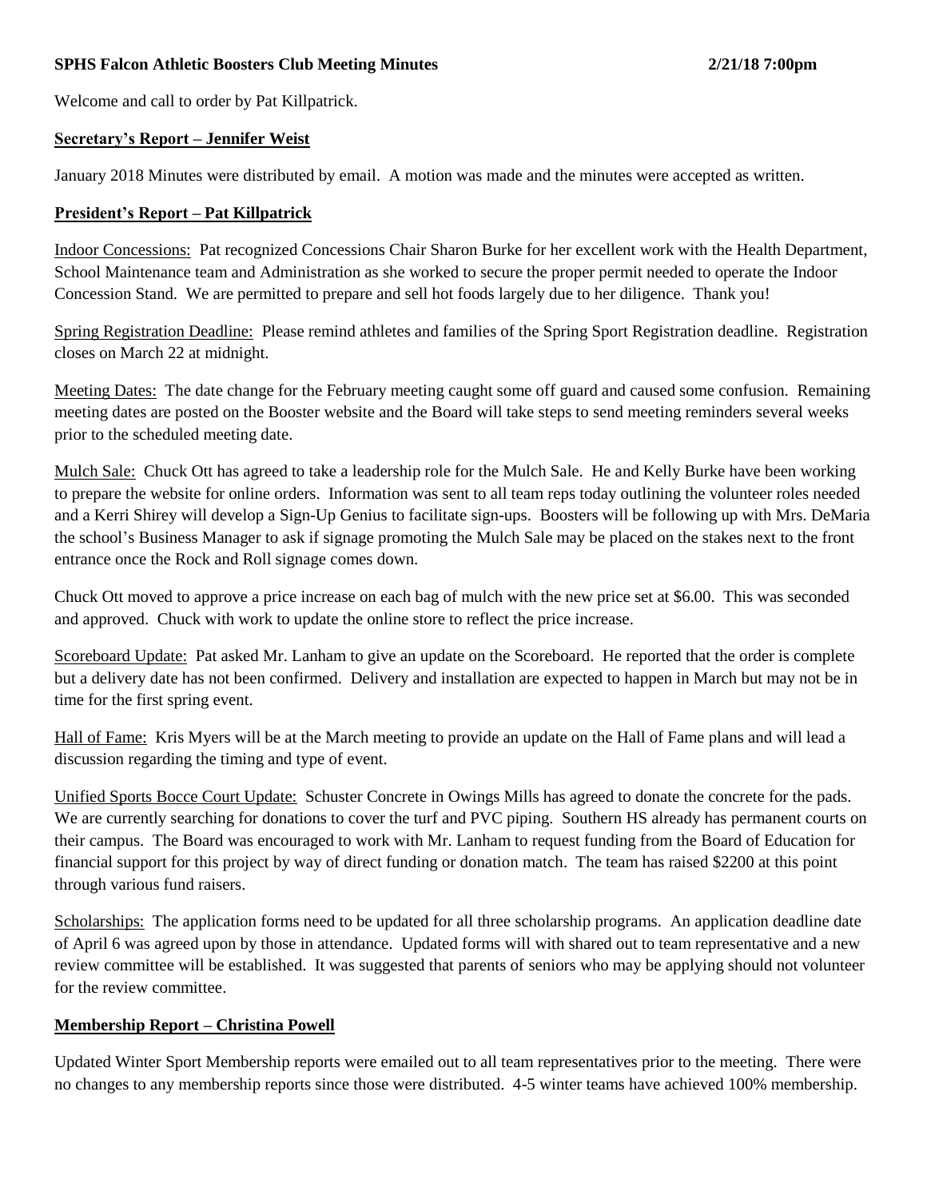**SPHS Falcon Athletic Boosters Club Meeting Minutes 2/21/18 7:00pm**

Welcome and call to order by Pat Killpatrick.

## Secretary's Report – Jennifer Weist

January 2018 Minutes were distributed by email. A motion was made and the minutes were accepted as written.

## President's Report – Pat Killpatrick

Indoor Concessions: Pat recognized Concessions Chair Sharon Burke for her excellent work with the Health Department, School Maintenance team and Administration as she worked to secure the proper permit needed to operate the Indoor Concession Stand. We are permitted to prepare and sell hot foods largely due to her diligence. Thank you!

Spring Registration Deadline: Please remind athletes and families of the Spring Sport Registration deadline. Registration closes on March 22 at midnight.

Meeting Dates: The date change for the February meeting caught some off guard and caused some confusion. Remaining meeting dates are posted on the Booster website and the Board will take steps to send meeting reminders several weeks prior to the scheduled meeting date.

Mulch Sale: Chuck Ott has agreed to take a leadership role for the Mulch Sale. He and Kelly Burke have been working to prepare the website for online orders. Information was sent to all team reps today outlining the volunteer roles needed and a Kerri Shirey will develop a Sign-Up Genius to facilitate sign-ups. Boosters will be following up with Mrs. DeMaria the school's Business Manager to ask if signage promoting the Mulch Sale may be placed on the stakes next to the front entrance once the Rock and Roll signage comes down.

Chuck Ott moved to approve a price increase on each bag of mulch with the new price set at $6.00. This was seconded and approved. Chuck with work to update the online store to reflect the price increase.

Scoreboard Update: Pat asked Mr. Lanham to give an update on the Scoreboard. He reported that the order is complete but a delivery date has not been confirmed. Delivery and installation are expected to happen in March but may not be in time for the first spring event.

Hall of Fame: Kris Myers will be at the March meeting to provide an update on the Hall of Fame plans and will lead a discussion regarding the timing and type of event.

Unified Sports Bocce Court Update: Schuster Concrete in Owings Mills has agreed to donate the concrete for the pads. We are currently searching for donations to cover the turf and PVC piping. Southern HS already has permanent courts on their campus. The Board was encouraged to work with Mr. Lanham to request funding from the Board of Education for financial support for this project by way of direct funding or donation match. The team has raised $2200 at this point through various fund raisers.

Scholarships: The application forms need to be updated for all three scholarship programs. An application deadline date of April 6 was agreed upon by those in attendance. Updated forms will with shared out to team representative and a new review committee will be established. It was suggested that parents of seniors who may be applying should not volunteer for the review committee.

## Membership Report – Christina Powell

Updated Winter Sport Membership reports were emailed out to all team representatives prior to the meeting. There were no changes to any membership reports since those were distributed. 4-5 winter teams have achieved 100% membership.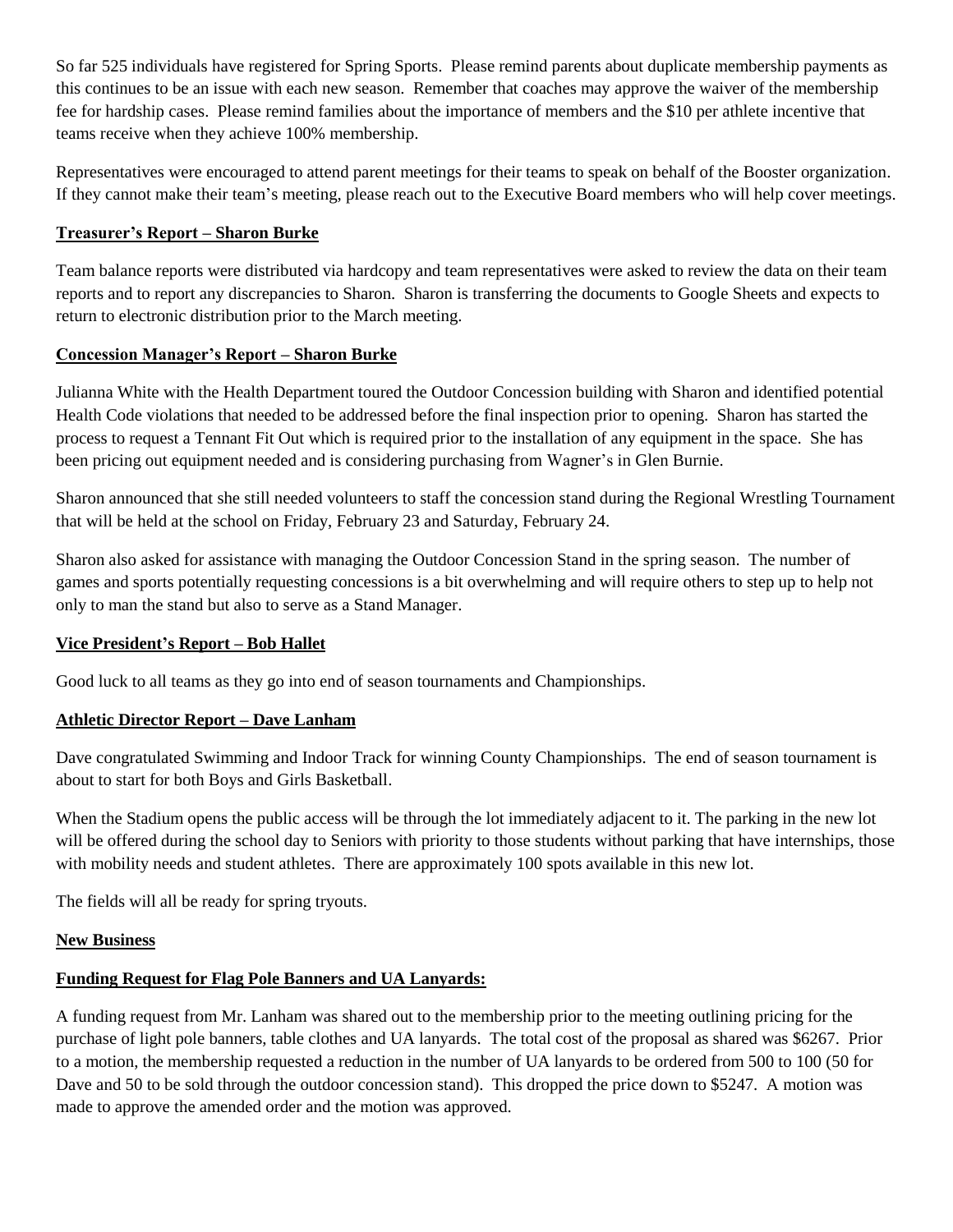So far 525 individuals have registered for Spring Sports. Please remind parents about duplicate membership payments as this continues to be an issue with each new season. Remember that coaches may approve the waiver of the membership fee for hardship cases. Please remind families about the importance of members and the $10 per athlete incentive that teams receive when they achieve 100% membership.

Representatives were encouraged to attend parent meetings for their teams to speak on behalf of the Booster organization. If they cannot make their team's meeting, please reach out to the Executive Board members who will help cover meetings.

**Treasurer's Report – Sharon Burke**

Team balance reports were distributed via hardcopy and team representatives were asked to review the data on their team reports and to report any discrepancies to Sharon. Sharon is transferring the documents to Google Sheets and expects to return to electronic distribution prior to the March meeting.

**Concession Manager's Report – Sharon Burke**

Julianna White with the Health Department toured the Outdoor Concession building with Sharon and identified potential Health Code violations that needed to be addressed before the final inspection prior to opening. Sharon has started the process to request a Tennant Fit Out which is required prior to the installation of any equipment in the space. She has been pricing out equipment needed and is considering purchasing from Wagner's in Glen Burnie.

Sharon announced that she still needed volunteers to staff the concession stand during the Regional Wrestling Tournament that will be held at the school on Friday, February 23 and Saturday, February 24.

Sharon also asked for assistance with managing the Outdoor Concession Stand in the spring season. The number of games and sports potentially requesting concessions is a bit overwhelming and will require others to step up to help not only to man the stand but also to serve as a Stand Manager.

**Vice President's Report – Bob Hallet**

Good luck to all teams as they go into end of season tournaments and Championships.

**Athletic Director Report – Dave Lanham**

Dave congratulated Swimming and Indoor Track for winning County Championships. The end of season tournament is about to start for both Boys and Girls Basketball.

When the Stadium opens the public access will be through the lot immediately adjacent to it. The parking in the new lot will be offered during the school day to Seniors with priority to those students without parking that have internships, those with mobility needs and student athletes. There are approximately 100 spots available in this new lot.

The fields will all be ready for spring tryouts.

**New Business**

**Funding Request for Flag Pole Banners and UA Lanyards:**

A funding request from Mr. Lanham was shared out to the membership prior to the meeting outlining pricing for the purchase of light pole banners, table clothes and UA lanyards. The total cost of the proposal as shared was $6267. Prior to a motion, the membership requested a reduction in the number of UA lanyards to be ordered from 500 to 100 (50 for Dave and 50 to be sold through the outdoor concession stand). This dropped the price down to $5247. A motion was made to approve the amended order and the motion was approved.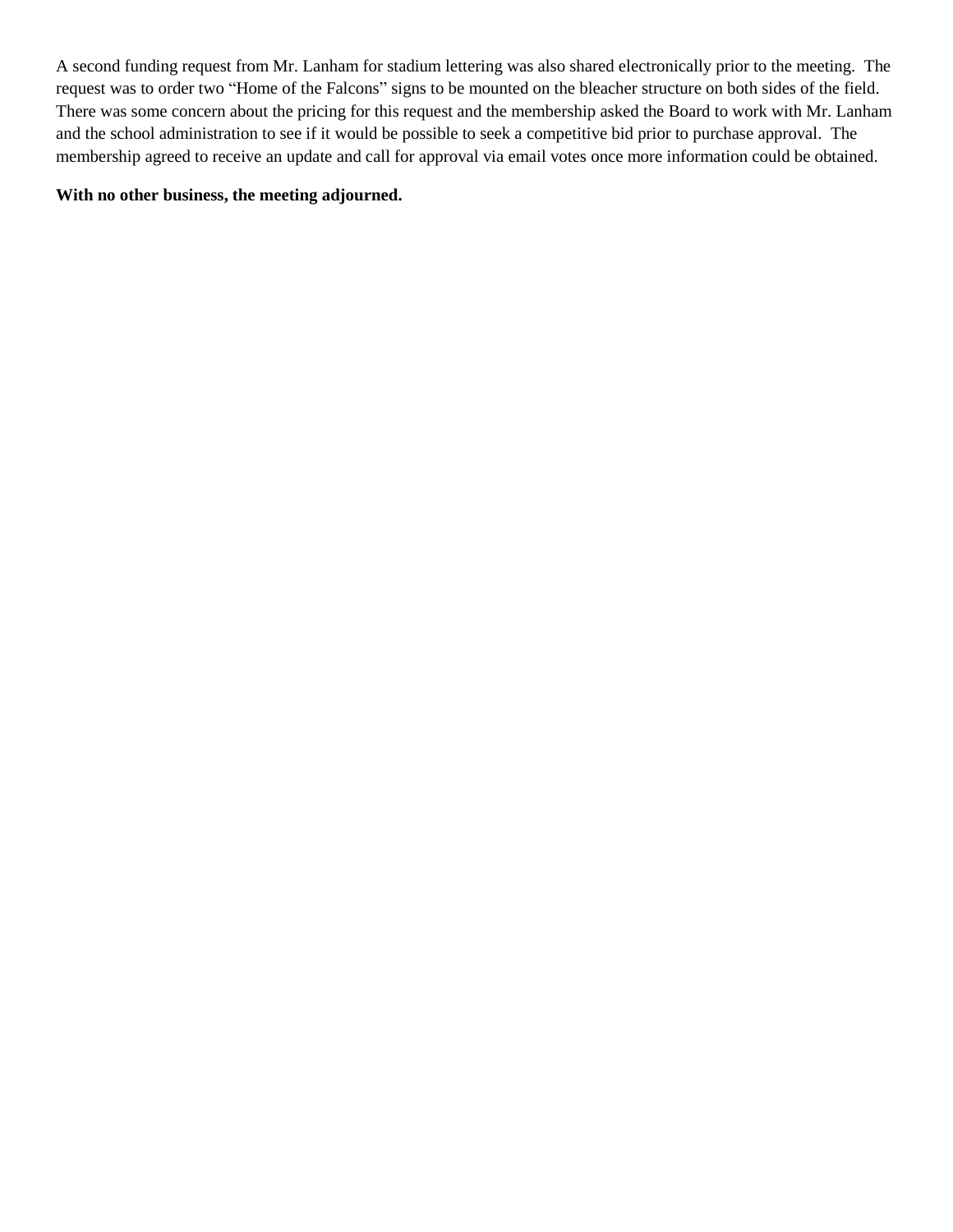A second funding request from Mr. Lanham for stadium lettering was also shared electronically prior to the meeting. The request was to order two "Home of the Falcons" signs to be mounted on the bleacher structure on both sides of the field. There was some concern about the pricing for this request and the membership asked the Board to work with Mr. Lanham and the school administration to see if it would be possible to seek a competitive bid prior to purchase approval. The membership agreed to receive an update and call for approval via email votes once more information could be obtained.

**With no other business, the meeting adjourned.**